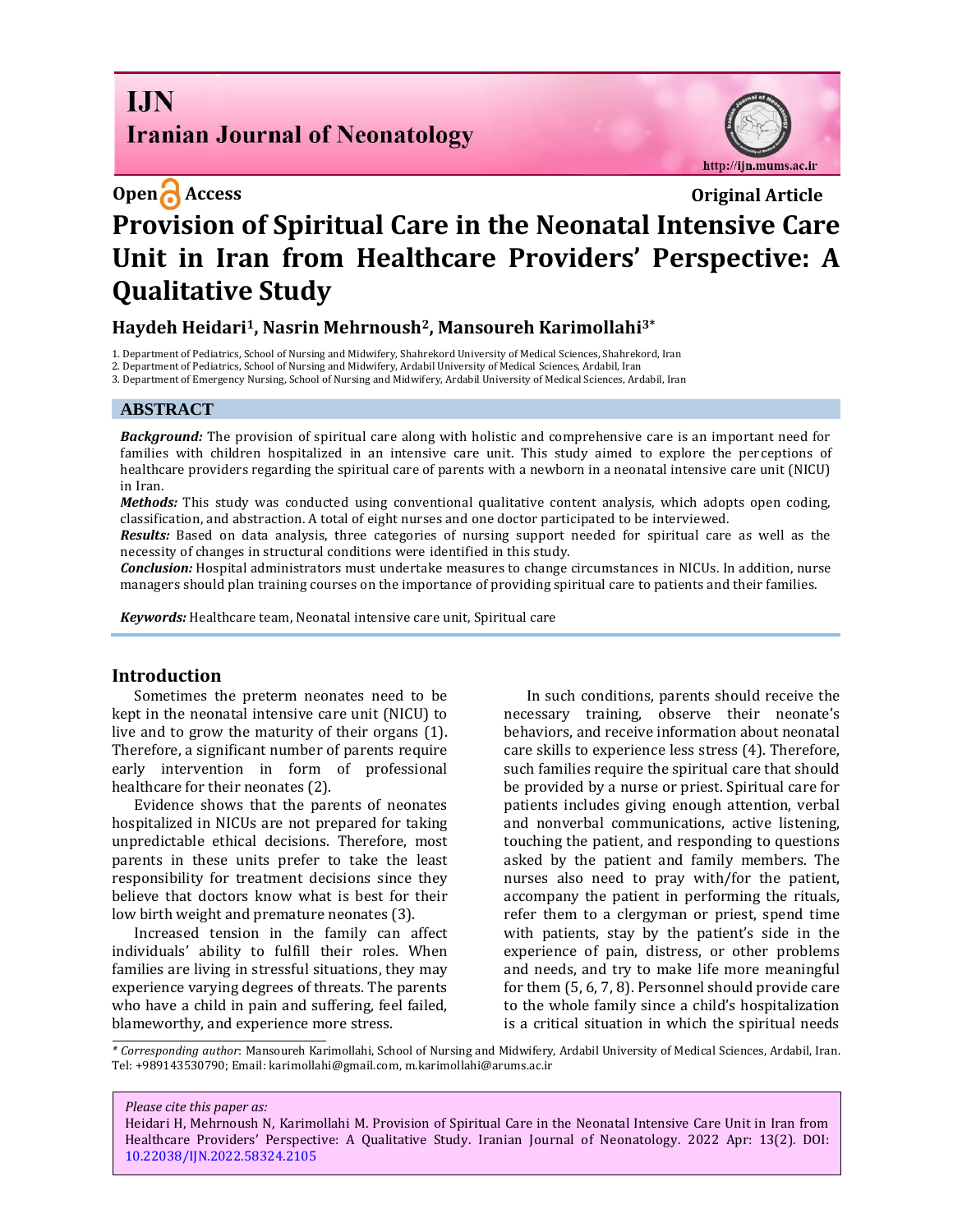**Open Access** **Original Article**

# Provision of Spiritual Care in the Neonatal Intensive Care Unit in Iran from Healthcare Providers' Perspective: A Qualitative Study

**Haydeh Heidari[1], Nasrin Mehrnoush[2], Mansoureh Karimollahi[3*]**

1. Department of Pediatrics, School of Nursing and Midwifery, Shahrekord University of Medical Sciences, Shahrekord, Iran
2. Department of Pediatrics, School of Nursing and Midwifery, Ardabil University of Medical Sciences, Ardabil, Iran
3. Department of Emergency Nursing, School of Nursing and Midwifery, Ardabil University of Medical Sciences, Ardabil, Iran

## ABSTRACT

***Background:*** The provision of spiritual care along with holistic and comprehensive care is an important need for families with children hospitalized in an intensive care unit. This study aimed to explore the perceptions of healthcare providers regarding the spiritual care of parents with a newborn in a neonatal intensive care unit (NICU) in Iran.

***Methods:*** This study was conducted using conventional qualitative content analysis, which adopts open coding, classification, and abstraction. A total of eight nurses and one doctor participated to be interviewed.

***Results:*** Based on data analysis, three categories of nursing support needed for spiritual care as well as the necessity of changes in structural conditions were identified in this study.

***Conclusion:*** Hospital administrators must undertake measures to change circumstances in NICUs. In addition, nurse managers should plan training courses on the importance of providing spiritual care to patients and their families.

***Keywords:*** Healthcare team, Neonatal intensive care unit, Spiritual care

## Introduction

Sometimes the preterm neonates need to be kept in the neonatal intensive care unit (NICU) to live and to grow the maturity of their organs (1). Therefore, a significant number of parents require early intervention in form of professional healthcare for their neonates (2).

Evidence shows that the parents of neonates hospitalized in NICUs are not prepared for taking unpredictable ethical decisions. Therefore, most parents in these units prefer to take the least responsibility for treatment decisions since they believe that doctors know what is best for their low birth weight and premature neonates (3).

Increased tension in the family can affect individuals' ability to fulfill their roles. When families are living in stressful situations, they may experience varying degrees of threats. The parents who have a child in pain and suffering, feel failed, blameworthy, and experience more stress.

In such conditions, parents should receive the necessary training, observe their neonate's behaviors, and receive information about neonatal care skills to experience less stress (4). Therefore, such families require the spiritual care that should be provided by a nurse or priest. Spiritual care for patients includes giving enough attention, verbal and nonverbal communications, active listening, touching the patient, and responding to questions asked by the patient and family members. The nurses also need to pray with/for the patient, accompany the patient in performing the rituals, refer them to a clergyman or priest, spend time with patients, stay by the patient's side in the experience of pain, distress, or other problems and needs, and try to make life more meaningful for them (5, 6, 7, 8). Personnel should provide care to the whole family since a child's hospitalization is a critical situation in which the spiritual needs

---

*\* Corresponding author*: Mansoureh Karimollahi, School of Nursing and Midwifery, Ardabil University of Medical Sciences, Ardabil, Iran. Tel: +989143530790; Email: karimollahi@gmail.com, m.karimollahi@arums.ac.ir

*Please cite this paper as:*
Heidari H, Mehrnoush N, Karimollahi M. Provision of Spiritual Care in the Neonatal Intensive Care Unit in Iran from Healthcare Providers' Perspective: A Qualitative Study. Iranian Journal of Neonatology. 2022 Apr: 13(2). DOI: 10.22038/IJN.2022.58324.2105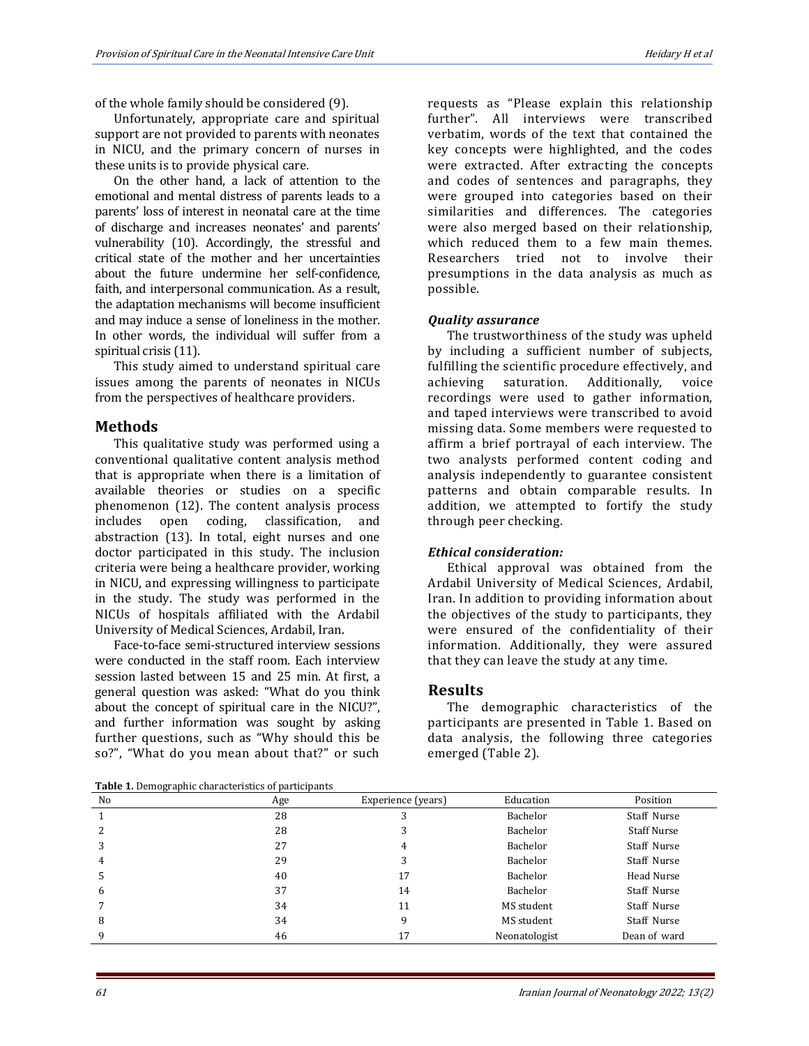of the whole family should be considered (9).

Unfortunately, appropriate care and spiritual support are not provided to parents with neonates in NICU, and the primary concern of nurses in these units is to provide physical care.

On the other hand, a lack of attention to the emotional and mental distress of parents leads to a parents' loss of interest in neonatal care at the time of discharge and increases neonates' and parents' vulnerability (10). Accordingly, the stressful and critical state of the mother and her uncertainties about the future undermine her self-confidence, faith, and interpersonal communication. As a result, the adaptation mechanisms will become insufficient and may induce a sense of loneliness in the mother. In other words, the individual will suffer from a spiritual crisis (11).

This study aimed to understand spiritual care issues among the parents of neonates in NICUs from the perspectives of healthcare providers.

## Methods

This qualitative study was performed using a conventional qualitative content analysis method that is appropriate when there is a limitation of available theories or studies on a specific phenomenon (12). The content analysis process includes open coding, classification, and abstraction (13). In total, eight nurses and one doctor participated in this study. The inclusion criteria were being a healthcare provider, working in NICU, and expressing willingness to participate in the study. The study was performed in the NICUs of hospitals affiliated with the Ardabil University of Medical Sciences, Ardabil, Iran.

Face-to-face semi-structured interview sessions were conducted in the staff room. Each interview session lasted between 15 and 25 min. At first, a general question was asked: "What do you think about the concept of spiritual care in the NICU?", and further information was sought by asking further questions, such as "Why should this be so?", "What do you mean about that?" or such requests as "Please explain this relationship further". All interviews were transcribed verbatim, words of the text that contained the key concepts were highlighted, and the codes were extracted. After extracting the concepts and codes of sentences and paragraphs, they were grouped into categories based on their similarities and differences. The categories were also merged based on their relationship, which reduced them to a few main themes. Researchers tried not to involve their presumptions in the data analysis as much as possible.

### *Quality assurance*

The trustworthiness of the study was upheld by including a sufficient number of subjects, fulfilling the scientific procedure effectively, and achieving saturation. Additionally, voice recordings were used to gather information, and taped interviews were transcribed to avoid missing data. Some members were requested to affirm a brief portrayal of each interview. The two analysts performed content coding and analysis independently to guarantee consistent patterns and obtain comparable results. In addition, we attempted to fortify the study through peer checking.

### *Ethical consideration:*

Ethical approval was obtained from the Ardabil University of Medical Sciences, Ardabil, Iran. In addition to providing information about the objectives of the study to participants, they were ensured of the confidentiality of their information. Additionally, they were assured that they can leave the study at any time.

## Results

The demographic characteristics of the participants are presented in Table 1. Based on data analysis, the following three categories emerged (Table 2).

**Table 1.** Demographic characteristics of participants

| No | Age | Experience (years) | Education | Position |
|---|---|---|---|---|
| 1 | 28 | 3 | Bachelor | Staff Nurse |
| 2 | 28 | 3 | Bachelor | Staff Nurse |
| 3 | 27 | 4 | Bachelor | Staff Nurse |
| 4 | 29 | 3 | Bachelor | Staff Nurse |
| 5 | 40 | 17 | Bachelor | Head Nurse |
| 6 | 37 | 14 | Bachelor | Staff Nurse |
| 7 | 34 | 11 | MS student | Staff Nurse |
| 8 | 34 | 9 | MS student | Staff Nurse |
| 9 | 46 | 17 | Neonatologist | Dean of ward |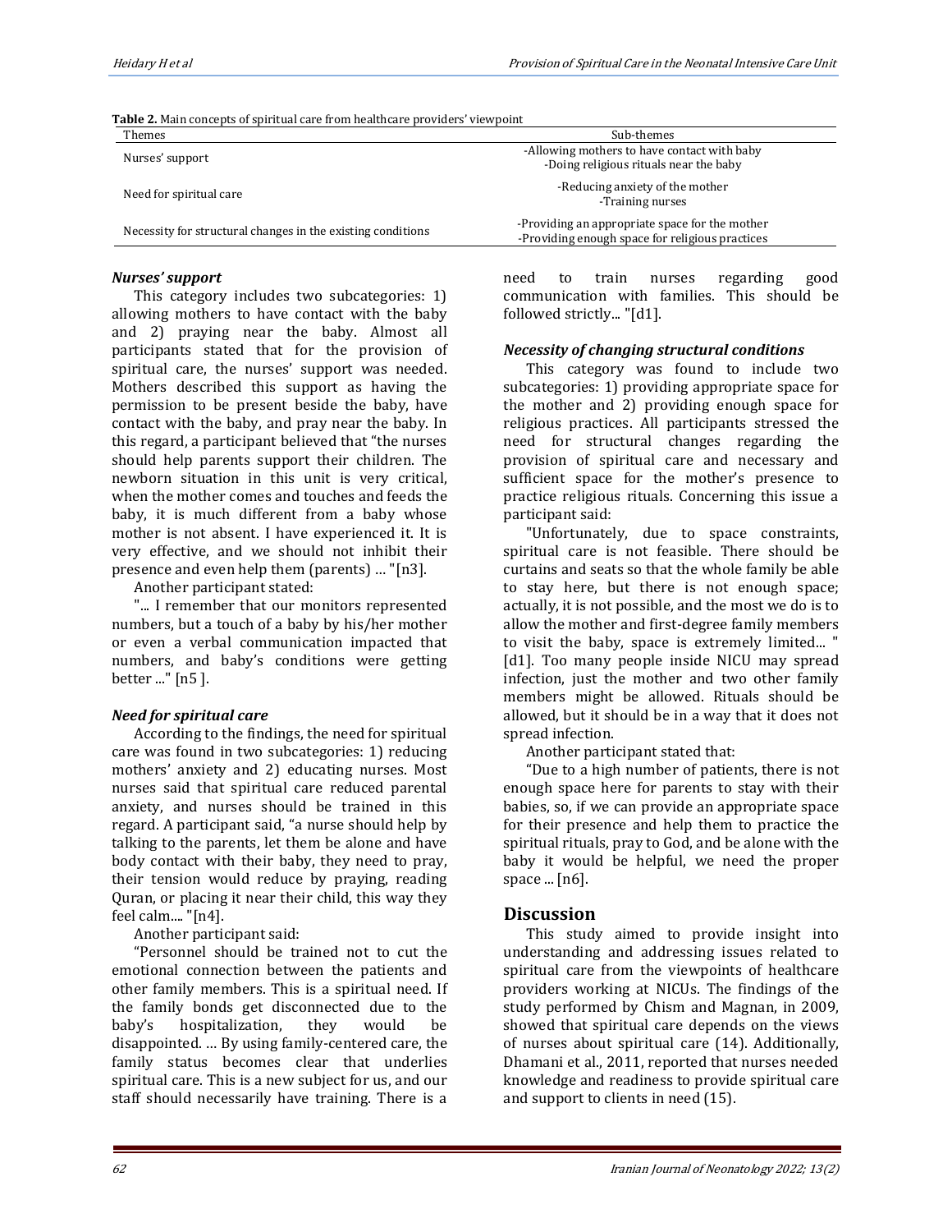**Table 2.** Main concepts of spiritual care from healthcare providers' viewpoint

| Themes | Sub-themes |
|---|---|
| Nurses' support | -Allowing mothers to have contact with baby<br>-Doing religious rituals near the baby |
| Need for spiritual care | -Reducing anxiety of the mother<br>-Training nurses |
| Necessity for structural changes in the existing conditions | -Providing an appropriate space for the mother<br>-Providing enough space for religious practices |

### *Nurses' support*

This category includes two subcategories: 1) allowing mothers to have contact with the baby and 2) praying near the baby. Almost all participants stated that for the provision of spiritual care, the nurses' support was needed. Mothers described this support as having the permission to be present beside the baby, have contact with the baby, and pray near the baby. In this regard, a participant believed that "the nurses should help parents support their children. The newborn situation in this unit is very critical, when the mother comes and touches and feeds the baby, it is much different from a baby whose mother is not absent. I have experienced it. It is very effective, and we should not inhibit their presence and even help them (parents) … "[n3].

Another participant stated:

"... I remember that our monitors represented numbers, but a touch of a baby by his/her mother or even a verbal communication impacted that numbers, and baby's conditions were getting better ..." [n5 ].

### *Need for spiritual care*

According to the findings, the need for spiritual care was found in two subcategories: 1) reducing mothers' anxiety and 2) educating nurses. Most nurses said that spiritual care reduced parental anxiety, and nurses should be trained in this regard. A participant said, "a nurse should help by talking to the parents, let them be alone and have body contact with their baby, they need to pray, their tension would reduce by praying, reading Quran, or placing it near their child, this way they feel calm.... "[n4].

Another participant said:

"Personnel should be trained not to cut the emotional connection between the patients and other family members. This is a spiritual need. If the family bonds get disconnected due to the baby's hospitalization, they would be disappointed. … By using family-centered care, the family status becomes clear that underlies spiritual care. This is a new subject for us, and our staff should necessarily have training. There is a need to train nurses regarding good communication with families. This should be followed strictly... "[d1].

### *Necessity of changing structural conditions*

This category was found to include two subcategories: 1) providing appropriate space for the mother and 2) providing enough space for religious practices. All participants stressed the need for structural changes regarding the provision of spiritual care and necessary and sufficient space for the mother's presence to practice religious rituals. Concerning this issue a participant said:

"Unfortunately, due to space constraints, spiritual care is not feasible. There should be curtains and seats so that the whole family be able to stay here, but there is not enough space; actually, it is not possible, and the most we do is to allow the mother and first-degree family members to visit the baby, space is extremely limited... " [d1]. Too many people inside NICU may spread infection, just the mother and two other family members might be allowed. Rituals should be allowed, but it should be in a way that it does not spread infection.

Another participant stated that:

"Due to a high number of patients, there is not enough space here for parents to stay with their babies, so, if we can provide an appropriate space for their presence and help them to practice the spiritual rituals, pray to God, and be alone with the baby it would be helpful, we need the proper space ... [n6].

## Discussion

This study aimed to provide insight into understanding and addressing issues related to spiritual care from the viewpoints of healthcare providers working at NICUs. The findings of the study performed by Chism and Magnan, in 2009, showed that spiritual care depends on the views of nurses about spiritual care (14). Additionally, Dhamani et al., 2011, reported that nurses needed knowledge and readiness to provide spiritual care and support to clients in need (15).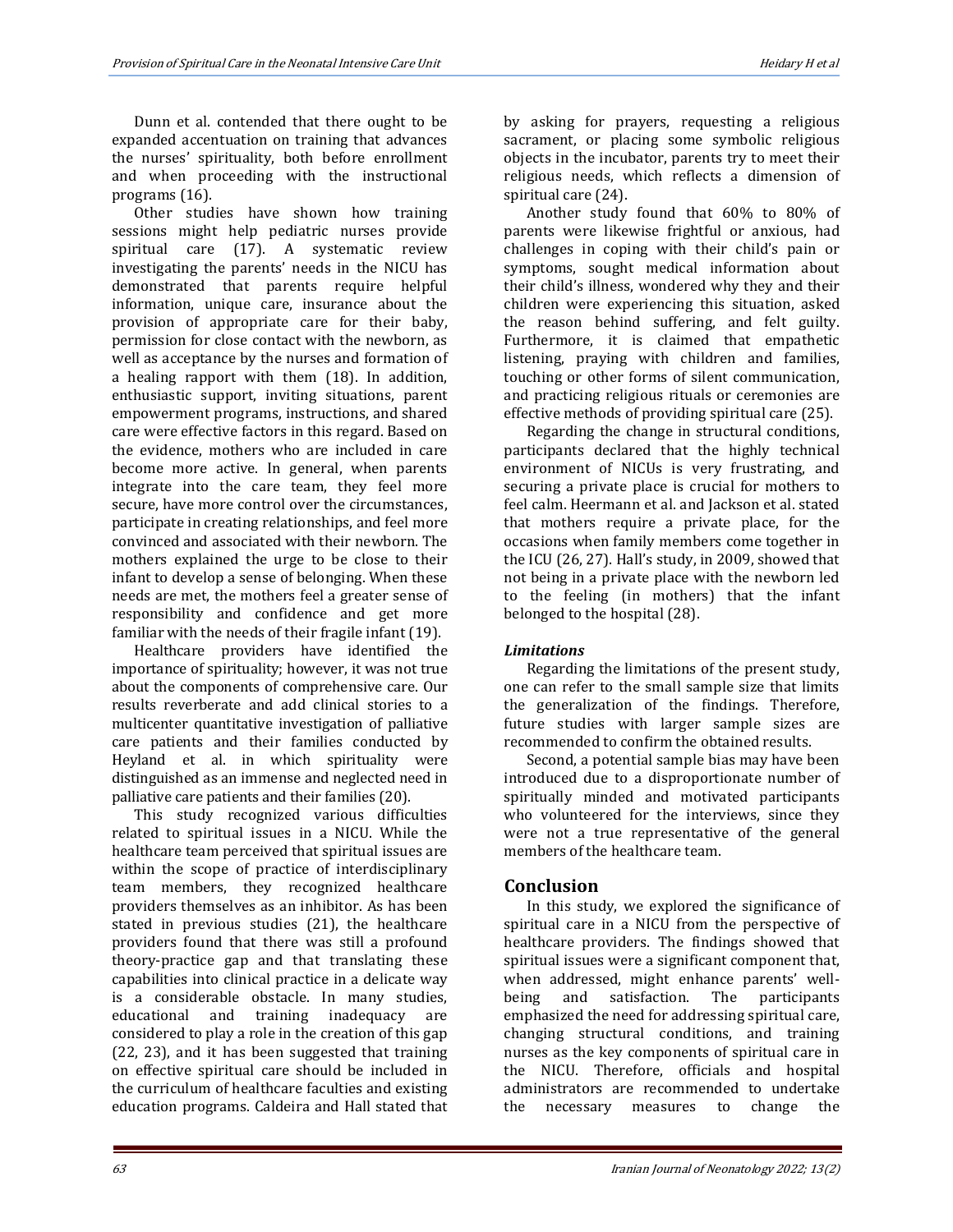Dunn et al. contended that there ought to be expanded accentuation on training that advances the nurses' spirituality, both before enrollment and when proceeding with the instructional programs (16).

Other studies have shown how training sessions might help pediatric nurses provide spiritual care (17). A systematic review investigating the parents' needs in the NICU has demonstrated that parents require helpful information, unique care, insurance about the provision of appropriate care for their baby, permission for close contact with the newborn, as well as acceptance by the nurses and formation of a healing rapport with them (18). In addition, enthusiastic support, inviting situations, parent empowerment programs, instructions, and shared care were effective factors in this regard. Based on the evidence, mothers who are included in care become more active. In general, when parents integrate into the care team, they feel more secure, have more control over the circumstances, participate in creating relationships, and feel more convinced and associated with their newborn. The mothers explained the urge to be close to their infant to develop a sense of belonging. When these needs are met, the mothers feel a greater sense of responsibility and confidence and get more familiar with the needs of their fragile infant (19).

Healthcare providers have identified the importance of spirituality; however, it was not true about the components of comprehensive care. Our results reverberate and add clinical stories to a multicenter quantitative investigation of palliative care patients and their families conducted by Heyland et al. in which spirituality were distinguished as an immense and neglected need in palliative care patients and their families (20).

This study recognized various difficulties related to spiritual issues in a NICU. While the healthcare team perceived that spiritual issues are within the scope of practice of interdisciplinary team members, they recognized healthcare providers themselves as an inhibitor. As has been stated in previous studies (21), the healthcare providers found that there was still a profound theory-practice gap and that translating these capabilities into clinical practice in a delicate way is a considerable obstacle. In many studies, educational and training inadequacy are considered to play a role in the creation of this gap (22, 23), and it has been suggested that training on effective spiritual care should be included in the curriculum of healthcare faculties and existing education programs. Caldeira and Hall stated that by asking for prayers, requesting a religious sacrament, or placing some symbolic religious objects in the incubator, parents try to meet their religious needs, which reflects a dimension of spiritual care (24).

Another study found that 60% to 80% of parents were likewise frightful or anxious, had challenges in coping with their child's pain or symptoms, sought medical information about their child's illness, wondered why they and their children were experiencing this situation, asked the reason behind suffering, and felt guilty. Furthermore, it is claimed that empathetic listening, praying with children and families, touching or other forms of silent communication, and practicing religious rituals or ceremonies are effective methods of providing spiritual care (25).

Regarding the change in structural conditions, participants declared that the highly technical environment of NICUs is very frustrating, and securing a private place is crucial for mothers to feel calm. Heermann et al. and Jackson et al. stated that mothers require a private place, for the occasions when family members come together in the ICU (26, 27). Hall's study, in 2009, showed that not being in a private place with the newborn led to the feeling (in mothers) that the infant belonged to the hospital (28).

### *Limitations*

Regarding the limitations of the present study, one can refer to the small sample size that limits the generalization of the findings. Therefore, future studies with larger sample sizes are recommended to confirm the obtained results.

Second, a potential sample bias may have been introduced due to a disproportionate number of spiritually minded and motivated participants who volunteered for the interviews, since they were not a true representative of the general members of the healthcare team.

## Conclusion

In this study, we explored the significance of spiritual care in a NICU from the perspective of healthcare providers. The findings showed that spiritual issues were a significant component that, when addressed, might enhance parents' well-being and satisfaction. The participants emphasized the need for addressing spiritual care, changing structural conditions, and training nurses as the key components of spiritual care in the NICU. Therefore, officials and hospital administrators are recommended to undertake the necessary measures to change the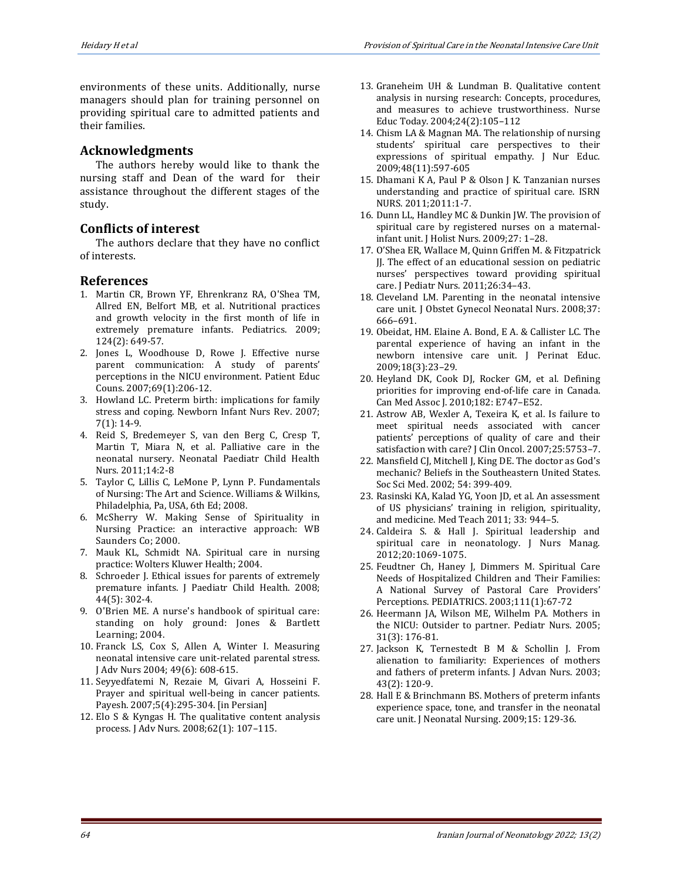environments of these units. Additionally, nurse managers should plan for training personnel on providing spiritual care to admitted patients and their families.

## Acknowledgments

The authors hereby would like to thank the nursing staff and Dean of the ward for their assistance throughout the different stages of the study.

## Conflicts of interest

The authors declare that they have no conflict of interests.

## References

1. Martin CR, Brown YF, Ehrenkranz RA, O'Shea TM, Allred EN, Belfort MB, et al. Nutritional practices and growth velocity in the first month of life in extremely premature infants. Pediatrics. 2009; 124(2): 649-57.
2. Jones L, Woodhouse D, Rowe J. Effective nurse parent communication: A study of parents' perceptions in the NICU environment. Patient Educ Couns. 2007;69(1):206-12.
3. Howland LC. Preterm birth: implications for family stress and coping. Newborn Infant Nurs Rev. 2007; 7(1): 14-9.
4. Reid S, Bredemeyer S, van den Berg C, Cresp T, Martin T, Miara N, et al. Palliative care in the neonatal nursery. Neonatal Paediatr Child Health Nurs. 2011;14:2-8
5. Taylor C, Lillis C, LeMone P, Lynn P. Fundamentals of Nursing: The Art and Science. Williams & Wilkins, Philadelphia, Pa, USA, 6th Ed; 2008.
6. McSherry W. Making Sense of Spirituality in Nursing Practice: an interactive approach: WB Saunders Co; 2000.
7. Mauk KL, Schmidt NA. Spiritual care in nursing practice: Wolters Kluwer Health; 2004.
8. Schroeder J. Ethical issues for parents of extremely premature infants. J Paediatr Child Health. 2008; 44(5): 302-4.
9. O'Brien ME. A nurse's handbook of spiritual care: standing on holy ground: Jones & Bartlett Learning; 2004.
10. Franck LS, Cox S, Allen A, Winter I. Measuring neonatal intensive care unit-related parental stress. J Adv Nurs 2004; 49(6): 608-615.
11. Seyyedfatemi N, Rezaie M, Givari A, Hosseini F. Prayer and spiritual well-being in cancer patients. Payesh. 2007;5(4):295-304. [in Persian]
12. Elo S & Kyngas H. The qualitative content analysis process. J Adv Nurs. 2008;62(1): 107–115.
13. Graneheim UH & Lundman B. Qualitative content analysis in nursing research: Concepts, procedures, and measures to achieve trustworthiness. Nurse Educ Today. 2004;24(2):105–112
14. Chism LA & Magnan MA. The relationship of nursing students' spiritual care perspectives to their expressions of spiritual empathy. J Nur Educ. 2009;48(11):597-605
15. Dhamani K A, Paul P & Olson J K. Tanzanian nurses understanding and practice of spiritual care. ISRN NURS. 2011;2011:1-7.
16. Dunn LL, Handley MC & Dunkin JW. The provision of spiritual care by registered nurses on a maternal-infant unit. J Holist Nurs. 2009;27: 1–28.
17. O'Shea ER, Wallace M, Quinn Griffen M. & Fitzpatrick JJ. The effect of an educational session on pediatric nurses' perspectives toward providing spiritual care. J Pediatr Nurs. 2011;26:34–43.
18. Cleveland LM. Parenting in the neonatal intensive care unit. J Obstet Gynecol Neonatal Nurs. 2008;37: 666–691.
19. Obeidat, HM. Elaine A. Bond, E A. & Callister LC. The parental experience of having an infant in the newborn intensive care unit. J Perinat Educ. 2009;18(3):23–29.
20. Heyland DK, Cook DJ, Rocker GM, et al. Defining priorities for improving end-of-life care in Canada. Can Med Assoc J. 2010;182: E747–E52.
21. Astrow AB, Wexler A, Texeira K, et al. Is failure to meet spiritual needs associated with cancer patients' perceptions of quality of care and their satisfaction with care? J Clin Oncol. 2007;25:5753–7.
22. Mansfield CJ, Mitchell J, King DE. The doctor as God's mechanic? Beliefs in the Southeastern United States. Soc Sci Med. 2002; 54: 399-409.
23. Rasinski KA, Kalad YG, Yoon JD, et al. An assessment of US physicians' training in religion, spirituality, and medicine. Med Teach 2011; 33: 944–5.
24. Caldeira S. & Hall J. Spiritual leadership and spiritual care in neonatology. J Nurs Manag. 2012;20:1069-1075.
25. Feudtner Ch, Haney J, Dimmers M. Spiritual Care Needs of Hospitalized Children and Their Families: A National Survey of Pastoral Care Providers' Perceptions. PEDIATRICS. 2003;111(1):67-72
26. Heermann JA, Wilson ME, Wilhelm PA. Mothers in the NICU: Outsider to partner. Pediatr Nurs. 2005; 31(3): 176-81.
27. Jackson K, Ternestedt B M & Schollin J. From alienation to familiarity: Experiences of mothers and fathers of preterm infants. J Advan Nurs. 2003; 43(2): 120-9.
28. Hall E & Brinchmann BS. Mothers of preterm infants experience space, tone, and transfer in the neonatal care unit. J Neonatal Nursing. 2009;15: 129-36.